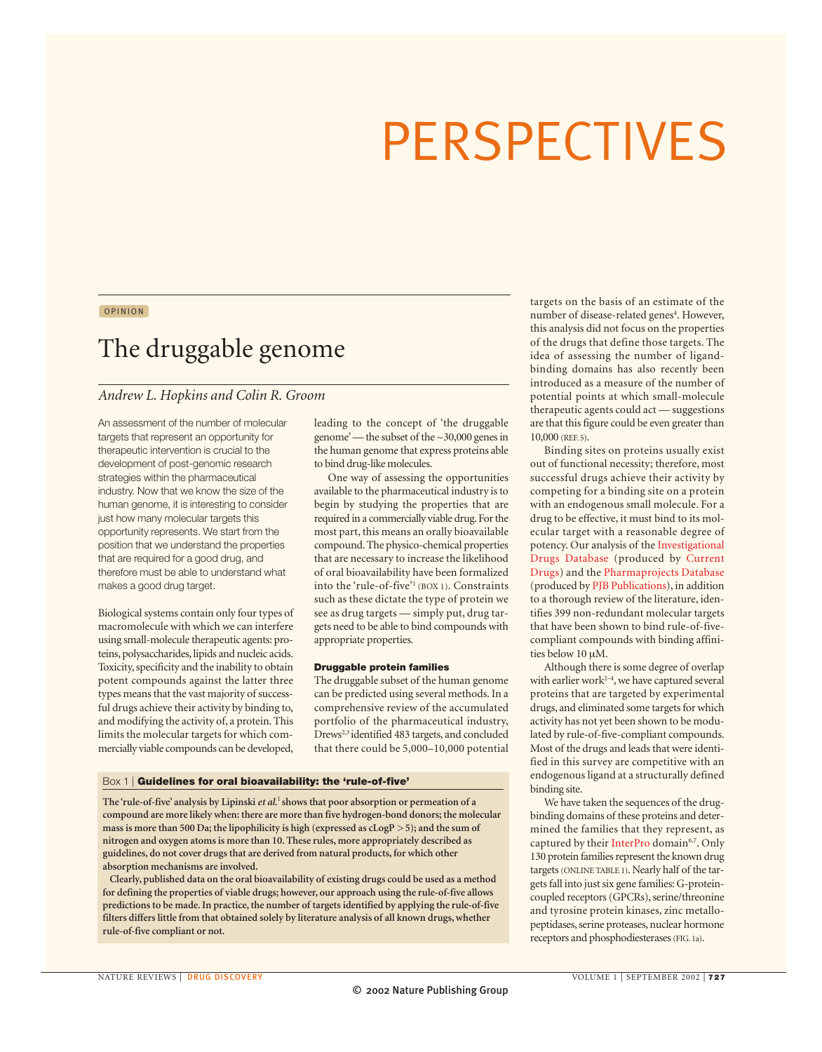# PERSPECTIVES

OPINION

## The druggable genome

*Andrew L. Hopkins and Colin R. Groom*

An assessment of the number of molecular targets that represent an opportunity for therapeutic intervention is crucial to the development of post-genomic research strategies within the pharmaceutical industry. Now that we know the size of the human genome, it is interesting to consider just how many molecular targets this opportunity represents. We start from the position that we understand the properties that are required for a good drug, and therefore must be able to understand what makes a good drug target.

Biological systems contain only four types of macromolecule with which we can interfere using small-molecule therapeutic agents: proteins, polysaccharides, lipids and nucleic acids. Toxicity, specificity and the inability to obtain potent compounds against the latter three types means that the vast majority of successful drugs achieve their activity by binding to, and modifying the activity of, a protein. This limits the molecular targets for which commercially viable compounds can be developed, leading to the concept of 'the druggable genome' — the subset of the ~30,000 genes in the human genome that express proteins able to bind drug-like molecules.

One way of assessing the opportunities available to the pharmaceutical industry is to begin by studying the properties that are required in a commercially viable drug. For the most part, this means an orally bioavailable compound. The physico-chemical properties that are necessary to increase the likelihood of oral bioavailability have been formalized into the 'rule-of-five'[1] (BOX 1). Constraints such as these dictate the type of protein we see as drug targets — simply put, drug targets need to be able to bind compounds with appropriate properties.

### Druggable protein families

The druggable subset of the human genome can be predicted using several methods. In a comprehensive review of the accumulated portfolio of the pharmaceutical industry, Drews[2,3] identified 483 targets, and concluded that there could be 5,000–10,000 potential targets on the basis of an estimate of the number of disease-related genes[4]. However, this analysis did not focus on the properties of the drugs that define those targets. The idea of assessing the number of ligand-binding domains has also recently been introduced as a measure of the number of potential points at which small-molecule therapeutic agents could act — suggestions are that this figure could be even greater than 10,000 (REF. 5).

Binding sites on proteins usually exist out of functional necessity; therefore, most successful drugs achieve their activity by competing for a binding site on a protein with an endogenous small molecule. For a drug to be effective, it must bind to its molecular target with a reasonable degree of potency. Our analysis of the Investigational Drugs Database (produced by Current Drugs) and the Pharmaprojects Database (produced by PJB Publications), in addition to a thorough review of the literature, identifies 399 non-redundant molecular targets that have been shown to bind rule-of-five-compliant compounds with binding affinities below 10 μM.

Although there is some degree of overlap with earlier work[2–4], we have captured several proteins that are targeted by experimental drugs, and eliminated some targets for which activity has not yet been shown to be modulated by rule-of-five-compliant compounds. Most of the drugs and leads that were identified in this survey are competitive with an endogenous ligand at a structurally defined binding site.

We have taken the sequences of the drug-binding domains of these proteins and determined the families that they represent, as captured by their InterPro domain[6,7]. Only 130 protein families represent the known drug targets (ONLINE TABLE 1). Nearly half of the targets fall into just six gene families: G-protein-coupled receptors (GPCRs), serine/threonine and tyrosine protein kinases, zinc metallopeptidases, serine proteases, nuclear hormone receptors and phosphodiesterases (FIG. 1a).

**Box 1 | Guidelines for oral bioavailability: the 'rule-of-five'**

**The 'rule-of-five' analysis by Lipinski *et al.*[1] shows that poor absorption or permeation of a compound are more likely when: there are more than five hydrogen-bond donors; the molecular mass is more than 500 Da; the lipophilicity is high (expressed as cLogP > 5); and the sum of nitrogen and oxygen atoms is more than 10. These rules, more appropriately described as guidelines, do not cover drugs that are derived from natural products, for which other absorption mechanisms are involved.**

**Clearly, published data on the oral bioavailability of existing drugs could be used as a method for defining the properties of viable drugs; however, our approach using the rule-of-five allows predictions to be made. In practice, the number of targets identified by applying the rule-of-five filters differs little from that obtained solely by literature analysis of all known drugs, whether rule-of-five compliant or not.**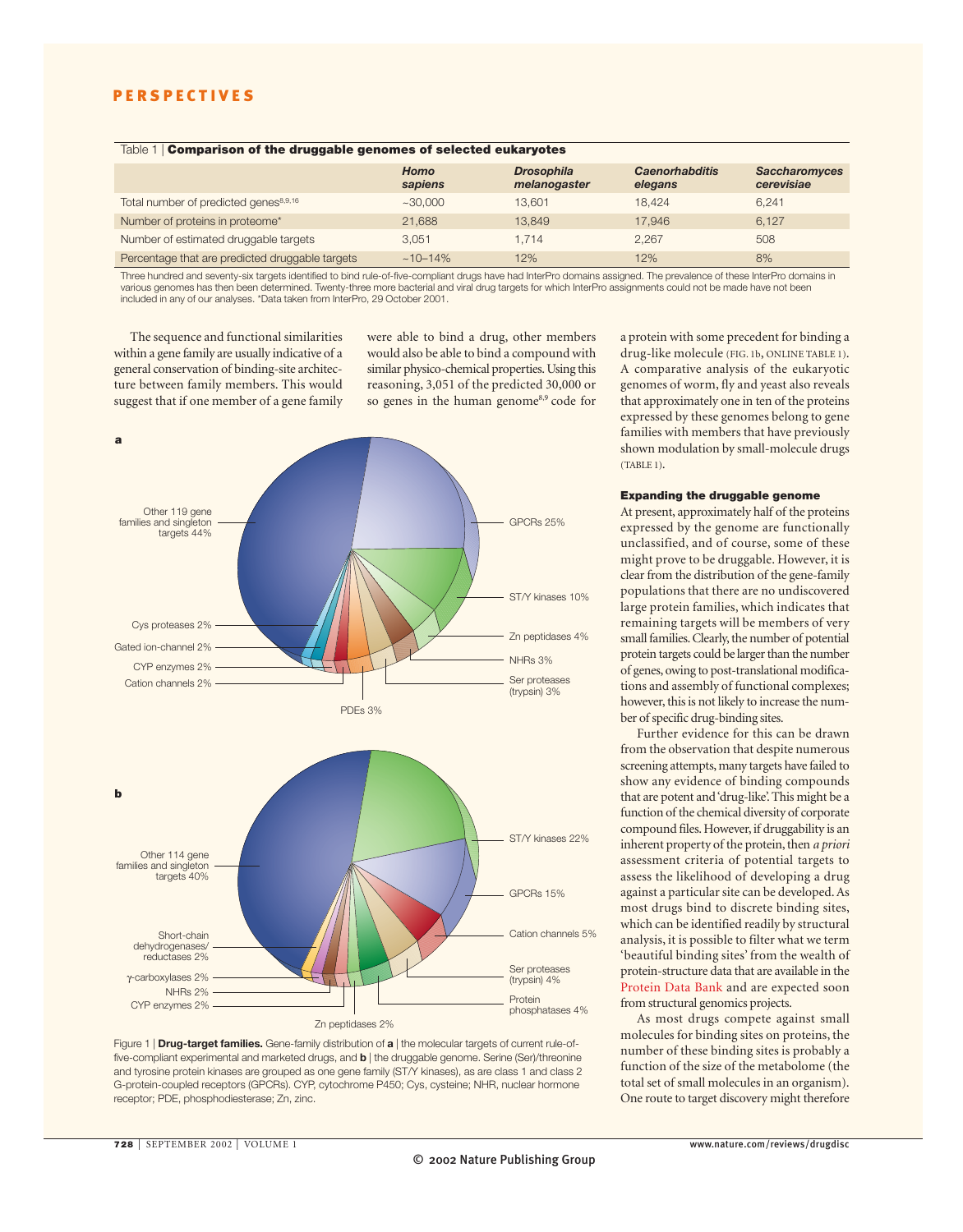Table 1 | **Comparison of the druggable genomes of selected eukaryotes**

| | *Homo sapiens* | *Drosophila melanogaster* | *Caenorhabditis elegans* | *Saccharomyces cerevisiae* |
|---|---|---|---|---|
| Total number of predicted genes[8,9,16] | ~30,000 | 13,601 | 18,424 | 6,241 |
| Number of proteins in proteome* | 21,688 | 13,849 | 17,946 | 6,127 |
| Number of estimated druggable targets | 3,051 | 1,714 | 2,267 | 508 |
| Percentage that are predicted druggable targets | ~10–14% | 12% | 12% | 8% |

Three hundred and seventy-six targets identified to bind rule-of-five-compliant drugs have had InterPro domains assigned. The prevalence of these InterPro domains in various genomes has then been determined. Twenty-three more bacterial and viral drug targets for which InterPro assignments could not be made have not been included in any of our analyses. *Data taken from InterPro, 29 October 2001.

The sequence and functional similarities within a gene family are usually indicative of a general conservation of binding-site architecture between family members. This would suggest that if one member of a gene family were able to bind a drug, other members would also be able to bind a compound with similar physico-chemical properties. Using this reasoning, 3,051 of the predicted 30,000 or so genes in the human genome[8,9] code for a protein with some precedent for binding a drug-like molecule (FIG. 1b, ONLINE TABLE 1). A comparative analysis of the eukaryotic genomes of worm, fly and yeast also reveals that approximately one in ten of the proteins expressed by these genomes belong to gene families with members that have previously shown modulation by small-molecule drugs (TABLE 1).

a

Other 119 gene families and singleton targets 44%
GPCRs 25%
ST/Y kinases 10%
Zn peptidases 4%
NHRs 3%
Ser proteases (trypsin) 3%
PDEs 3%
Cation channels 2%
CYP enzymes 2%
Gated ion-channel 2%
Cys proteases 2%

b

Other 114 gene families and singleton targets 40%
ST/Y kinases 22%
GPCRs 15%
Cation channels 5%
Ser proteases (trypsin) 4%
Protein phosphatases 4%
Zn peptidases 2%
CYP enzymes 2%
NHRs 2%
γ-carboxylases 2%
Short-chain dehydrogenases/ reductases 2%

Figure 1 | **Drug-target families.** Gene-family distribution of **a** | the molecular targets of current rule-of-five-compliant experimental and marketed drugs, and **b** | the druggable genome. Serine (Ser)/threonine and tyrosine protein kinases are grouped as one gene family (ST/Y kinases), as are class 1 and class 2 G-protein-coupled receptors (GPCRs). CYP, cytochrome P450; Cys, cysteine; NHR, nuclear hormone receptor; PDE, phosphodiesterase; Zn, zinc.

### Expanding the druggable genome

At present, approximately half of the proteins expressed by the genome are functionally unclassified, and of course, some of these might prove to be druggable. However, it is clear from the distribution of the gene-family populations that there are no undiscovered large protein families, which indicates that remaining targets will be members of very small families. Clearly, the number of potential protein targets could be larger than the number of genes, owing to post-translational modifications and assembly of functional complexes; however, this is not likely to increase the number of specific drug-binding sites.

Further evidence for this can be drawn from the observation that despite numerous screening attempts, many targets have failed to show any evidence of binding compounds that are potent and 'drug-like'. This might be a function of the chemical diversity of corporate compound files. However, if druggability is an inherent property of the protein, then *a priori* assessment criteria of potential targets to assess the likelihood of developing a drug against a particular site can be developed. As most drugs bind to discrete binding sites, which can be identified readily by structural analysis, it is possible to filter what we term 'beautiful binding sites' from the wealth of protein-structure data that are available in the Protein Data Bank and are expected soon from structural genomics projects.

As most drugs compete against small molecules for binding sites on proteins, the number of these binding sites is probably a function of the size of the metabolome (the total set of small molecules in an organism). One route to target discovery might therefore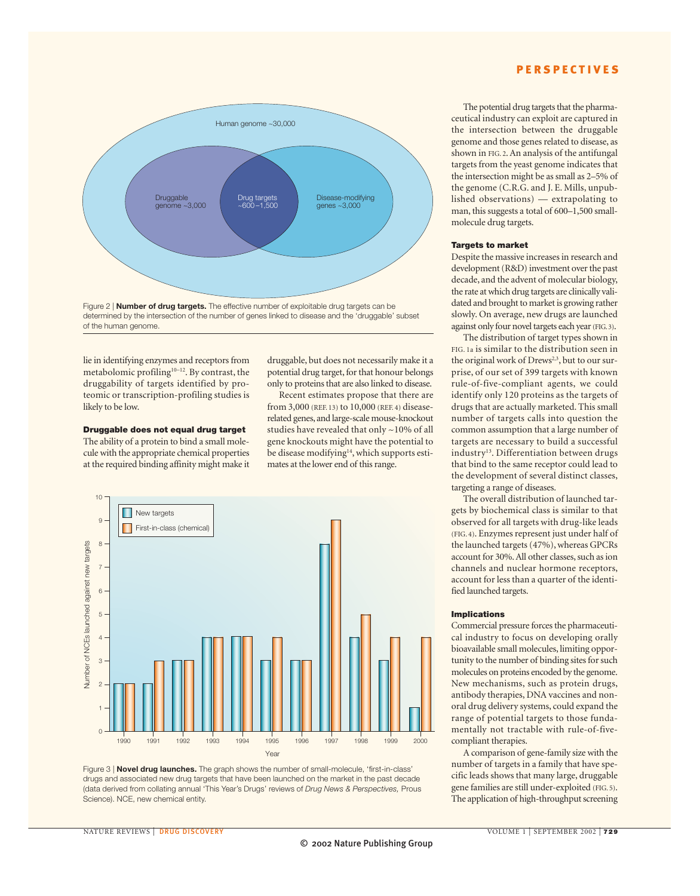Figure 2 | **Number of drug targets.** The effective number of exploitable drug targets can be determined by the intersection of the number of genes linked to disease and the 'druggable' subset of the human genome.

lie in identifying enzymes and receptors from metabolomic profiling[10–12]. By contrast, the druggability of targets identified by proteomic or transcription-profiling studies is likely to be low.

### Druggable does not equal drug target

The ability of a protein to bind a small molecule with the appropriate chemical properties at the required binding affinity might make it druggable, but does not necessarily make it a potential drug target, for that honour belongs only to proteins that are also linked to disease.

Recent estimates propose that there are from 3,000 (REF. 13) to 10,000 (REF. 4) disease-related genes, and large-scale mouse-knockout studies have revealed that only ~10% of all gene knockouts might have the potential to be disease modifying[14], which supports estimates at the lower end of this range.

The potential drug targets that the pharmaceutical industry can exploit are captured in the intersection between the druggable genome and those genes related to disease, as shown in FIG. 2. An analysis of the antifungal targets from the yeast genome indicates that the intersection might be as small as 2–5% of the genome (C.R.G. and J. E. Mills, unpublished observations) — extrapolating to man, this suggests a total of 600–1,500 small-molecule drug targets.

### Targets to market

Despite the massive increases in research and development (R&D) investment over the past decade, and the advent of molecular biology, the rate at which drug targets are clinically validated and brought to market is growing rather slowly. On average, new drugs are launched against only four novel targets each year (FIG. 3).

The distribution of target types shown in FIG. 1a is similar to the distribution seen in the original work of Drews[2,3], but to our surprise, of our set of 399 targets with known rule-of-five-compliant agents, we could identify only 120 proteins as the targets of drugs that are actually marketed. This small number of targets calls into question the common assumption that a large number of targets are necessary to build a successful industry[13]. Differentiation between drugs that bind to the same receptor could lead to the development of several distinct classes, targeting a range of diseases.

The overall distribution of launched targets by biochemical class is similar to that observed for all targets with drug-like leads (FIG. 4). Enzymes represent just under half of the launched targets (47%), whereas GPCRs account for 30%. All other classes, such as ion channels and nuclear hormone receptors, account for less than a quarter of the identified launched targets.

### Implications

Commercial pressure forces the pharmaceutical industry to focus on developing orally bioavailable small molecules, limiting opportunity to the number of binding sites for such molecules on proteins encoded by the genome. New mechanisms, such as protein drugs, antibody therapies, DNA vaccines and non-oral drug delivery systems, could expand the range of potential targets to those fundamentally not tractable with rule-of-five-compliant therapies.

A comparison of gene-family size with the number of targets in a family that have specific leads shows that many large, druggable gene families are still under-exploited (FIG. 5). The application of high-throughput screening

Figure 3 | **Novel drug launches.** The graph shows the number of small-molecule, 'first-in-class' drugs and associated new drug targets that have been launched on the market in the past decade (data derived from collating annual 'This Year's Drugs' reviews of *Drug News & Perspectives,* Prous Science). NCE, new chemical entity.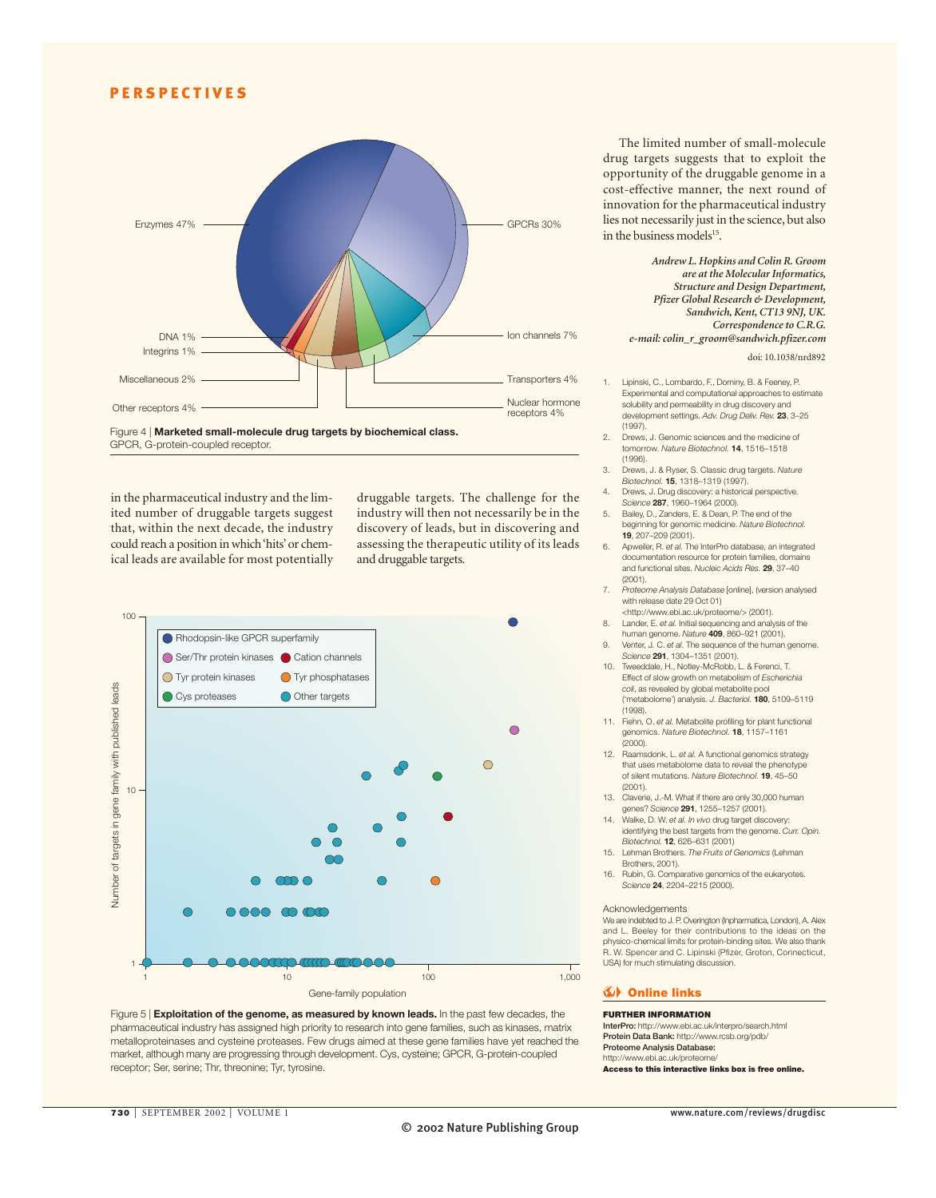Enzymes 47%

GPCRs 30%

DNA 1%

Integrins 1%

Miscellaneous 2%

Other receptors 4%

Ion channels 7%

Transporters 4%

Nuclear hormone receptors 4%

Figure 4 | **Marketed small-molecule drug targets by biochemical class.** GPCR, G-protein-coupled receptor.

in the pharmaceutical industry and the limited number of druggable targets suggest that, within the next decade, the industry could reach a position in which 'hits' or chemical leads are available for most potentially druggable targets. The challenge for the industry will then not necessarily be in the discovery of leads, but in discovering and assessing the therapeutic utility of its leads and druggable targets.

Rhodopsin-like GPCR superfamily

Ser/Thr protein kinases

Cation channels

Tyr protein kinases

Tyr phosphatases

Cys proteases

Other targets

Number of targets in gene family with published leads

100

10

1

Gene-family population

1

10

100

1,000

Figure 5 | **Exploitation of the genome, as measured by known leads.** In the past few decades, the pharmaceutical industry has assigned high priority to research into gene families, such as kinases, matrix metalloproteinases and cysteine proteases. Few drugs aimed at these gene families have yet reached the market, although many are progressing through development. Cys, cysteine; GPCR, G-protein-coupled receptor; Ser, serine; Thr, threonine; Tyr, tyrosine.

The limited number of small-molecule drug targets suggests that to exploit the opportunity of the druggable genome in a cost-effective manner, the next round of innovation for the pharmaceutical industry lies not necessarily just in the science, but also in the business models[15].

*Andrew L. Hopkins and Colin R. Groom are at the Molecular Informatics, Structure and Design Department, Pfizer Global Research & Development, Sandwich, Kent, CT13 9NJ, UK. Correspondence to C.R.G. e-mail: colin_r_groom@sandwich.pfizer.com*

doi: 10.1038/nrd892

1. Lipinski, C., Lombardo, F., Dominy, B. & Feeney, P. Experimental and computational approaches to estimate solubility and permeability in drug discovery and development settings. *Adv. Drug Deliv. Rev.* **23**, 3–25 (1997).
2. Drews, J. Genomic sciences and the medicine of tomorrow. *Nature Biotechnol.* **14**, 1516–1518 (1996).
3. Drews, J. & Ryser, S. Classic drug targets. *Nature Biotechnol.* **15**, 1318–1319 (1997).
4. Drews, J. Drug discovery: a historical perspective. *Science* **287**, 1960–1964 (2000).
5. Bailey, D., Zanders, E. & Dean, P. The end of the beginning for genomic medicine. *Nature Biotechnol.* **19**, 207–209 (2001).
6. Apweiler, R. *et al.* The InterPro database, an integrated documentation resource for protein families, domains and functional sites. *Nucleic Acids Res.* **29**, 37–40 (2001).
7. *Proteome Analysis Database* [online], (version analysed with release date 29 Oct 01) <http://www.ebi.ac.uk/proteome/> (2001).
8. Lander, E. *et al.* Initial sequencing and analysis of the human genome. *Nature* **409**, 860–921 (2001).
9. Venter, J. C. *et al.* The sequence of the human genome. *Science* **291**, 1304–1351 (2001).
10. Tweeddale, H., Notley-McRobb, L. & Ferenci, T. Effect of slow growth on metabolism of *Escherichia coli*, as revealed by global metabolite pool ('metabolome') analysis. *J. Bacteriol.* **180**, 5109–5119 (1998).
11. Fiehn, O. *et al.* Metabolite profiling for plant functional genomics. *Nature Biotechnol.* **18**, 1157–1161 (2000).
12. Raamsdonk, L. *et al.* A functional genomics strategy that uses metabolome data to reveal the phenotype of silent mutations. *Nature Biotechnol.* **19**, 45–50 (2001).
13. Claverie, J.-M. What if there are only 30,000 human genes? *Science* **291**, 1255–1257 (2001).
14. Walke, D. W. *et al. In vivo* drug target discovery: identifying the best targets from the genome. *Curr. Opin. Biotechnol.* **12**, 626–631 (2001)
15. Lehman Brothers. *The Fruits of Genomics* (Lehman Brothers, 2001).
16. Rubin, G. Comparative genomics of the eukaryotes. *Science* **24**, 2204–2215 (2000).

### Acknowledgements

We are indebted to J. P. Overington (Inpharmatica, London), A. Alex and L. Beeley for their contributions to the ideas on the physico-chemical limits for protein-binding sites. We also thank R. W. Spencer and C. Lipinski (Pfizer, Groton, Connecticut, USA) for much stimulating discussion.

### Online links

**FURTHER INFORMATION**

**InterPro:** http://www.ebi.ac.uk/interpro/search.html
**Protein Data Bank:** http://www.rcsb.org/pdb/
**Proteome Analysis Database:** http://www.ebi.ac.uk/proteome/
**Access to this interactive links box is free online.**

© 2002 Nature Publishing Group